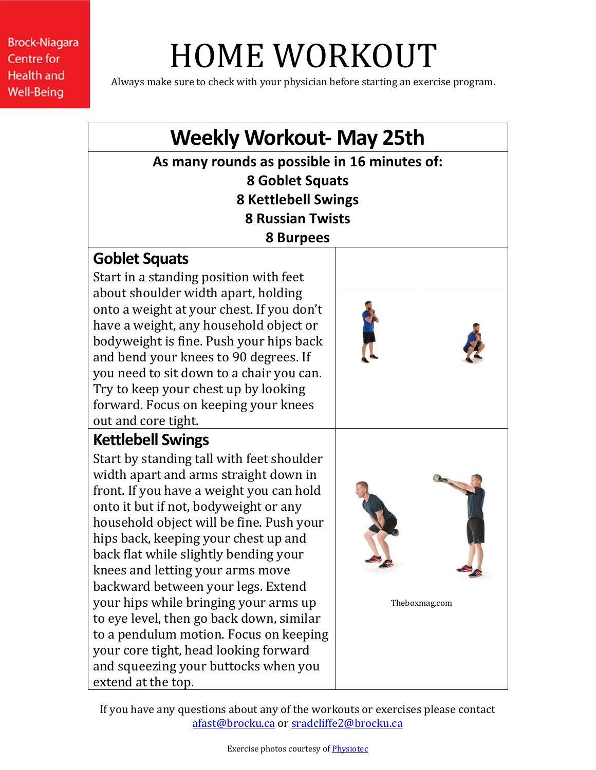Brock-Niagara Centre for Health and Well-Being

# HOME WORKOUT

Always make sure to check with your physician before starting an exercise program.

## Weekly Workout- May 25th

**As many rounds as possible in 16 minutes of:**

**8 Goblet Squats**
**8 Kettlebell Swings**
**8 Russian Twists**
**8 Burpees**

### Goblet Squats

Start in a standing position with feet about shoulder width apart, holding onto a weight at your chest. If you don't have a weight, any household object or bodyweight is fine. Push your hips back and bend your knees to 90 degrees. If you need to sit down to a chair you can. Try to keep your chest up by looking forward. Focus on keeping your knees out and core tight.

### Kettlebell Swings

Start by standing tall with feet shoulder width apart and arms straight down in front. If you have a weight you can hold onto it but if not, bodyweight or any household object will be fine. Push your hips back, keeping your chest up and back flat while slightly bending your knees and letting your arms move backward between your legs. Extend your hips while bringing your arms up to eye level, then go back down, similar to a pendulum motion. Focus on keeping your core tight, head looking forward and squeezing your buttocks when you extend at the top.

Theboxmag.com

If you have any questions about any of the workouts or exercises please contact [afast@brocku.ca](mailto:afast@brocku.ca) or [sradcliffe2@brocku.ca](mailto:sradcliffe2@brocku.ca)

Exercise photos courtesy of Physiotec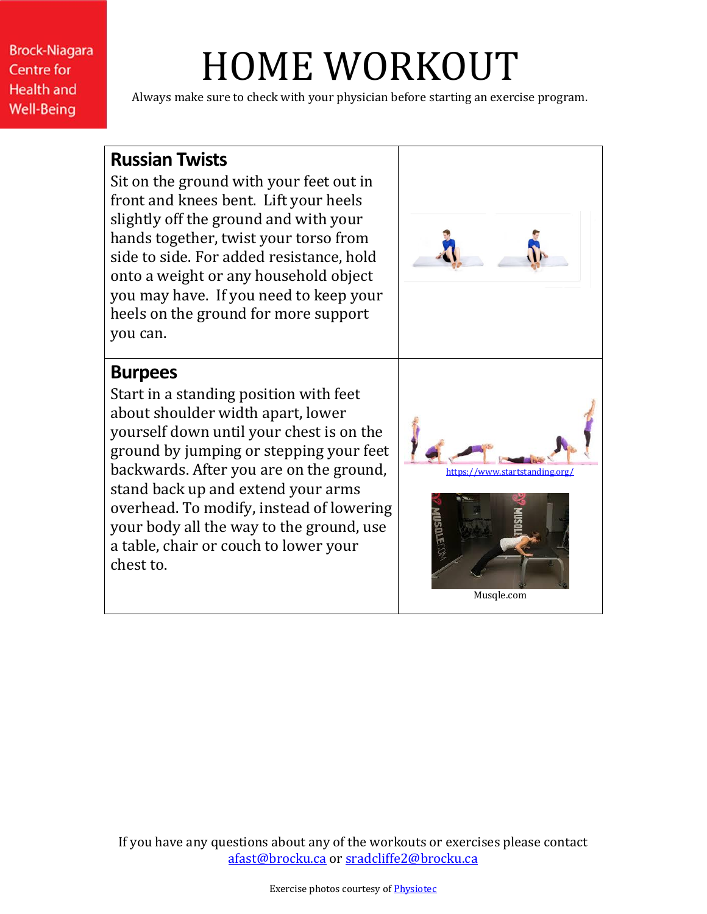Brock-Niagara Centre for Health and Well-Being

# HOME WORKOUT

Always make sure to check with your physician before starting an exercise program.

| | |
|---|---|
| **Russian Twists**<br>Sit on the ground with your feet out in front and knees bent. Lift your heels slightly off the ground and with your hands together, twist your torso from side to side. For added resistance, hold onto a weight or any household object you may have. If you need to keep your heels on the ground for more support you can. | |
| **Burpees**<br>Start in a standing position with feet about shoulder width apart, lower yourself down until your chest is on the ground by jumping or stepping your feet backwards. After you are on the ground, stand back up and extend your arms overhead. To modify, instead of lowering your body all the way to the ground, use a table, chair or couch to lower your chest to. | https://www.startstanding.org/<br><br>Musqle.com |

If you have any questions about any of the workouts or exercises please contact afast@brocku.ca or sradcliffe2@brocku.ca

Exercise photos courtesy of Physiotec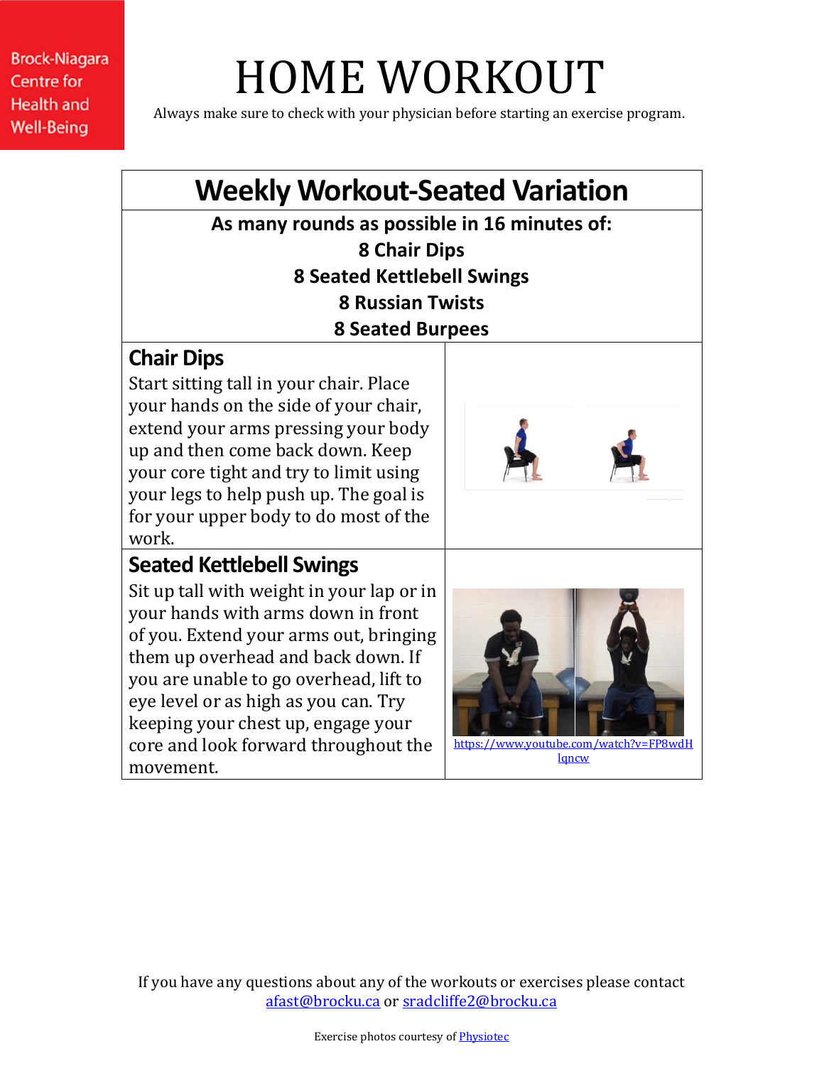Brock-Niagara Centre for Health and Well-Being

# HOME WORKOUT

Always make sure to check with your physician before starting an exercise program.

## Weekly Workout-Seated Variation

**As many rounds as possible in 16 minutes of:**

**8 Chair Dips**

**8 Seated Kettlebell Swings**

**8 Russian Twists**

**8 Seated Burpees**

### Chair Dips

Start sitting tall in your chair. Place your hands on the side of your chair, extend your arms pressing your body up and then come back down. Keep your core tight and try to limit using your legs to help push up. The goal is for your upper body to do most of the work.

### Seated Kettlebell Swings

Sit up tall with weight in your lap or in your hands with arms down in front of you. Extend your arms out, bringing them up overhead and back down. If you are unable to go overhead, lift to eye level or as high as you can. Try keeping your chest up, engage your core and look forward throughout the movement.

https://www.youtube.com/watch?v=FP8wdHlqncw

If you have any questions about any of the workouts or exercises please contact afast@brocku.ca or sradcliffe2@brocku.ca

Exercise photos courtesy of Physiotec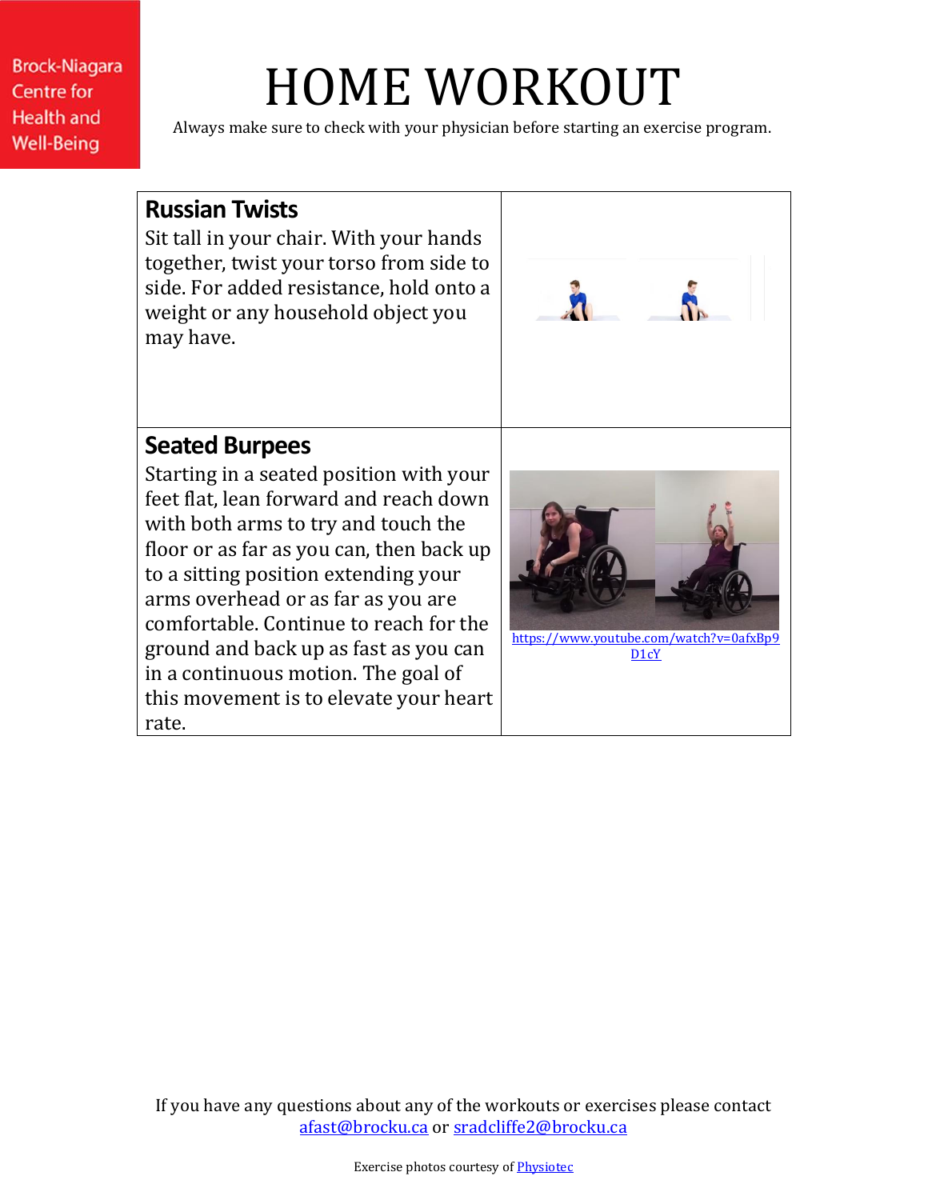Brock-Niagara Centre for Health and Well-Being

# HOME WORKOUT

Always make sure to check with your physician before starting an exercise program.

| | |
|---|---|
| **Russian Twists**<br>Sit tall in your chair. With your hands together, twist your torso from side to side. For added resistance, hold onto a weight or any household object you may have. | |
| **Seated Burpees**<br>Starting in a seated position with your feet flat, lean forward and reach down with both arms to try and touch the floor or as far as you can, then back up to a sitting position extending your arms overhead or as far as you are comfortable. Continue to reach for the ground and back up as fast as you can in a continuous motion. The goal of this movement is to elevate your heart rate. | https://www.youtube.com/watch?v=0afxBp9D1cY |

If you have any questions about any of the workouts or exercises please contact afast@brocku.ca or sradcliffe2@brocku.ca

Exercise photos courtesy of Physiotec